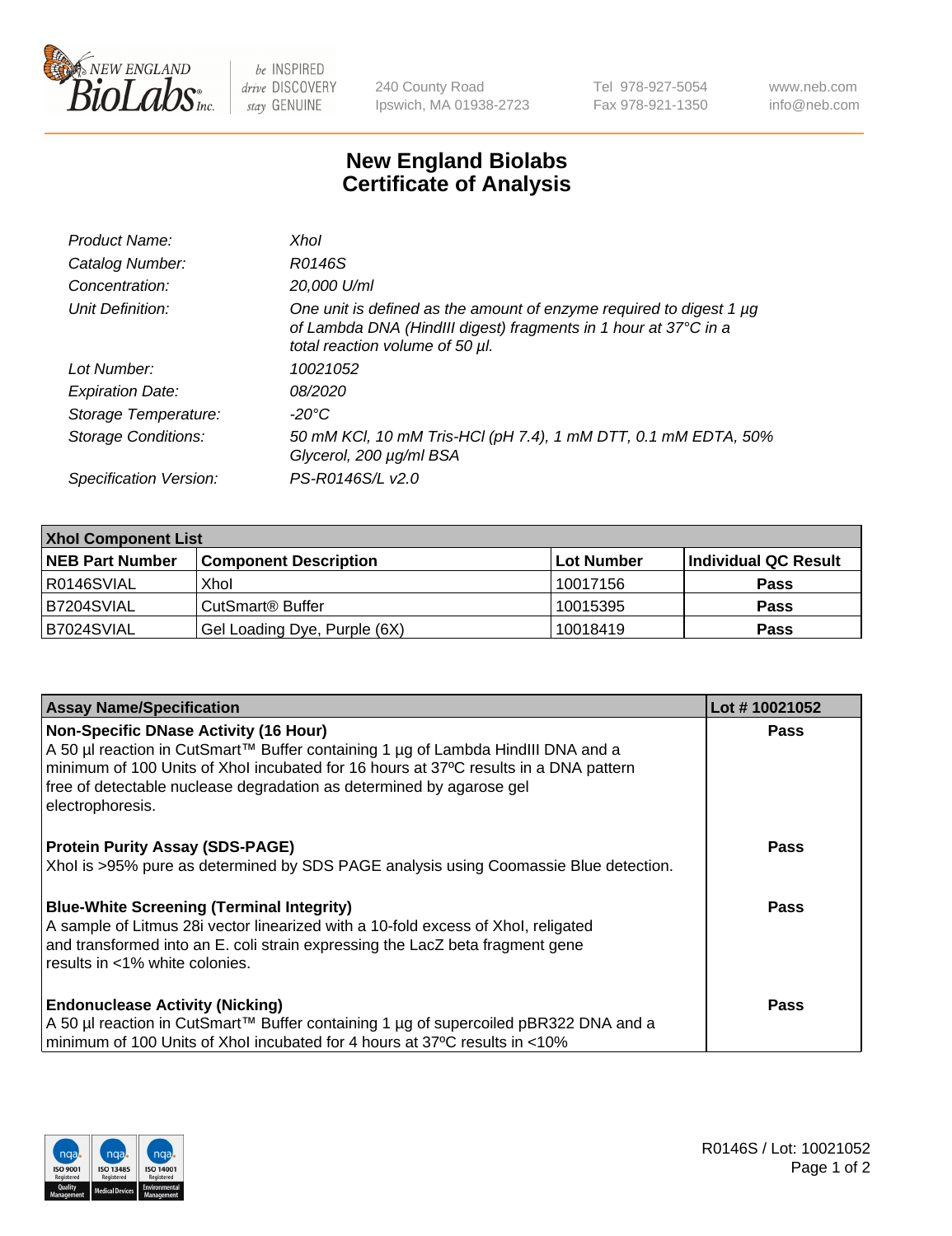New England Biolabs Inc. — be INSPIRED drive DISCOVERY stay GENUINE

240 County Road
Ipswich, MA 01938-2723

Tel 978-927-5054
Fax 978-921-1350

www.neb.com
info@neb.com

# New England Biolabs
# Certificate of Analysis

| | |
|---|---|
| *Product Name:* | *XhoI* |
| *Catalog Number:* | *R0146S* |
| *Concentration:* | *20,000 U/ml* |
| *Unit Definition:* | *One unit is defined as the amount of enzyme required to digest 1 µg of Lambda DNA (HindIII digest) fragments in 1 hour at 37°C in a total reaction volume of 50 µl.* |
| *Lot Number:* | *10021052* |
| *Expiration Date:* | *08/2020* |
| *Storage Temperature:* | *-20°C* |
| *Storage Conditions:* | *50 mM KCl, 10 mM Tris-HCl (pH 7.4), 1 mM DTT, 0.1 mM EDTA, 50% Glycerol, 200 µg/ml BSA* |
| *Specification Version:* | *PS-R0146S/L v2.0* |

| **XhoI Component List** | | | |
|---|---|---|---|
| **NEB Part Number** | **Component Description** | **Lot Number** | **Individual QC Result** |
| R0146SVIAL | XhoI | 10017156 | **Pass** |
| B7204SVIAL | CutSmart® Buffer | 10015395 | **Pass** |
| B7024SVIAL | Gel Loading Dye, Purple (6X) | 10018419 | **Pass** |

| **Assay Name/Specification** | **Lot # 10021052** |
|---|---|
| **Non-Specific DNase Activity (16 Hour)**<br>A 50 µl reaction in CutSmart™ Buffer containing 1 µg of Lambda HindIII DNA and a minimum of 100 Units of XhoI incubated for 16 hours at 37ºC results in a DNA pattern free of detectable nuclease degradation as determined by agarose gel electrophoresis. | **Pass** |
| **Protein Purity Assay (SDS-PAGE)**<br>XhoI is >95% pure as determined by SDS PAGE analysis using Coomassie Blue detection. | **Pass** |
| **Blue-White Screening (Terminal Integrity)**<br>A sample of Litmus 28i vector linearized with a 10-fold excess of XhoI, religated and transformed into an E. coli strain expressing the LacZ beta fragment gene results in <1% white colonies. | **Pass** |
| **Endonuclease Activity (Nicking)**<br>A 50 µl reaction in CutSmart™ Buffer containing 1 µg of supercoiled pBR322 DNA and a minimum of 100 Units of XhoI incubated for 4 hours at 37ºC results in <10% | **Pass** |

R0146S / Lot: 10021052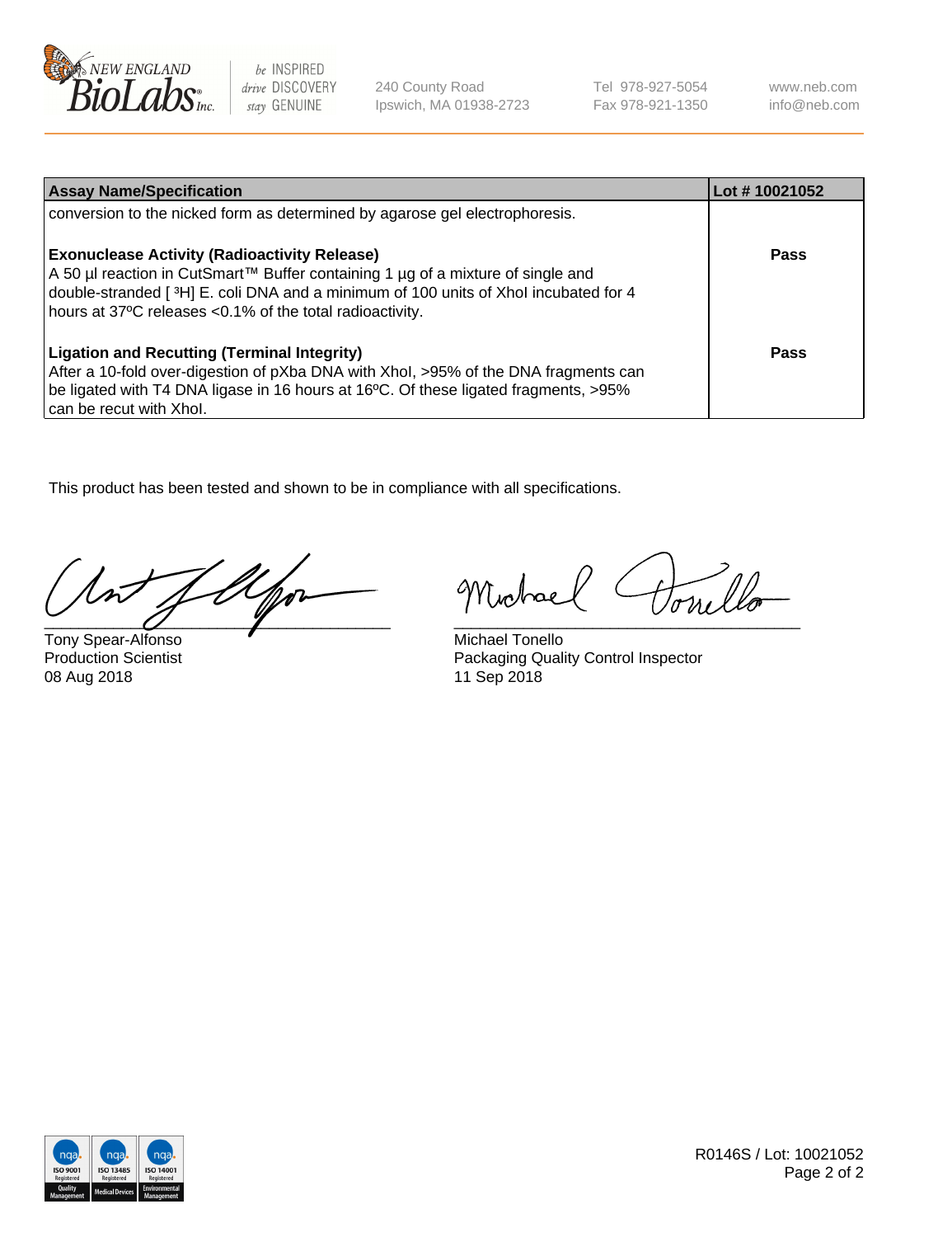| Assay Name/Specification | Lot # 10021052 |
|---|---|
| conversion to the nicked form as determined by agarose gel electrophoresis. | |
| **Exonuclease Activity (Radioactivity Release)**<br>A 50 µl reaction in CutSmart™ Buffer containing 1 µg of a mixture of single and double-stranded [ $^{3}H$] E. coli DNA and a minimum of 100 units of XhoI incubated for 4 hours at 37ºC releases <0.1% of the total radioactivity. | **Pass** |
| **Ligation and Recutting (Terminal Integrity)**<br>After a 10-fold over-digestion of pXba DNA with XhoI, >95% of the DNA fragments can be ligated with T4 DNA ligase in 16 hours at 16ºC. Of these ligated fragments, >95% can be recut with XhoI. | **Pass** |

This product has been tested and shown to be in compliance with all specifications.

Tony Spear-Alfonso
Production Scientist
08 Aug 2018

Michael Tonello
Packaging Quality Control Inspector
11 Sep 2018

R0146S / Lot: 10021052